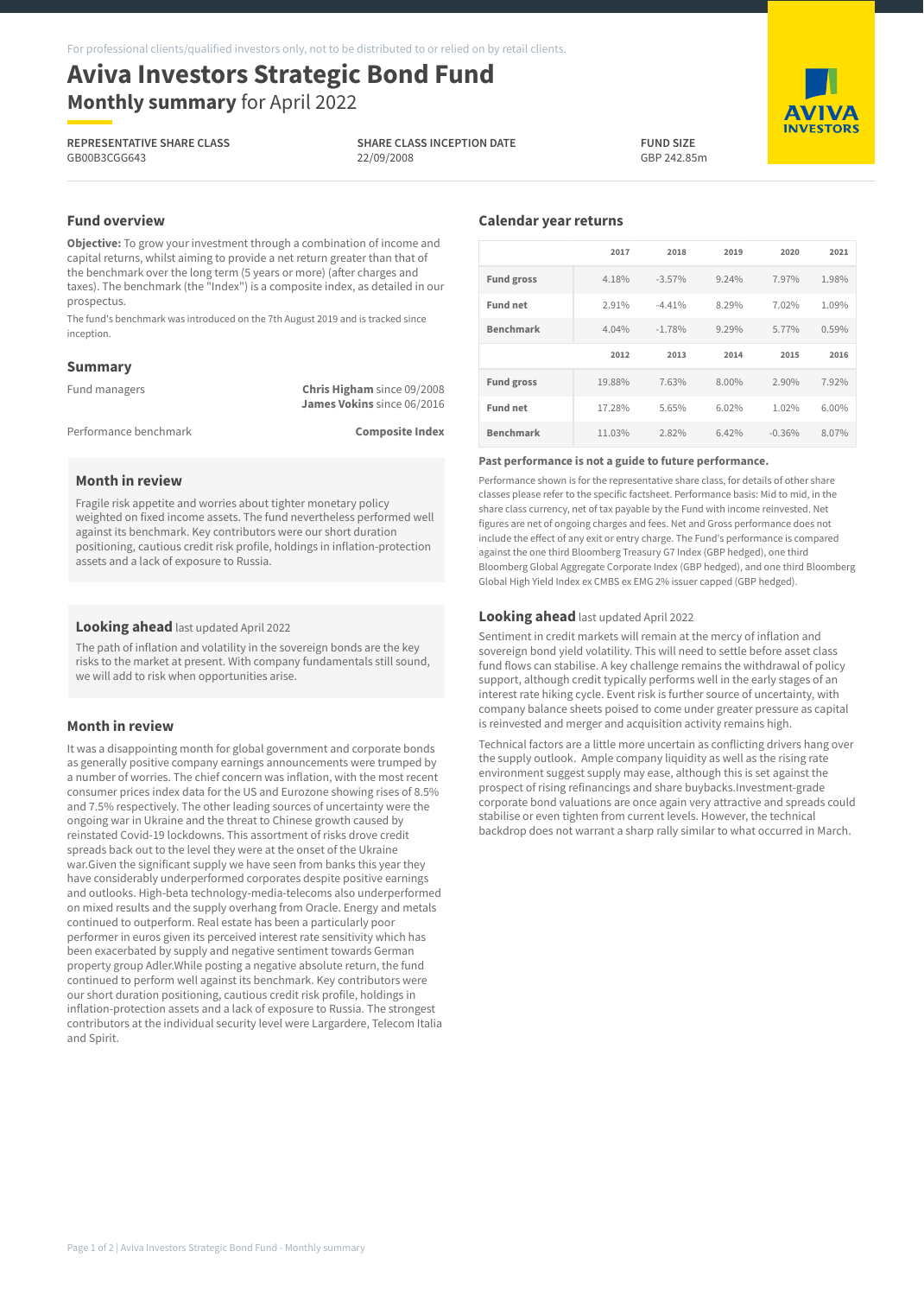For professional clients/qualified investors only, not to be distributed to or relied on by retail clients.

# Aviva Investors Strategic Bond Fund

**Monthly summary** for April 2022

**REPRESENTATIVE SHARE CLASS**
GB00B3CGG643

**SHARE CLASS INCEPTION DATE**
22/09/2008

**FUND SIZE**
GBP 242.85m

## Fund overview

**Objective:** To grow your investment through a combination of income and capital returns, whilst aiming to provide a net return greater than that of the benchmark over the long term (5 years or more) (after charges and taxes). The benchmark (the "Index") is a composite index, as detailed in our prospectus.

The fund's benchmark was introduced on the 7th August 2019 and is tracked since inception.

## Summary

| | |
|---|---|
| Fund managers | **Chris Higham** since 09/2008<br>**James Vokins** since 06/2016 |
| Performance benchmark | **Composite Index** |

### Month in review

Fragile risk appetite and worries about tighter monetary policy weighted on fixed income assets. The fund nevertheless performed well against its benchmark. Key contributors were our short duration positioning, cautious credit risk profile, holdings in inflation-protection assets and a lack of exposure to Russia.

### Looking ahead last updated April 2022

The path of inflation and volatility in the sovereign bonds are the key risks to the market at present. With company fundamentals still sound, we will add to risk when opportunities arise.

## Month in review

It was a disappointing month for global government and corporate bonds as generally positive company earnings announcements were trumped by a number of worries. The chief concern was inflation, with the most recent consumer prices index data for the US and Eurozone showing rises of 8.5% and 7.5% respectively. The other leading sources of uncertainty were the ongoing war in Ukraine and the threat to Chinese growth caused by reinstated Covid-19 lockdowns. This assortment of risks drove credit spreads back out to the level they were at the onset of the Ukraine war.Given the significant supply we have seen from banks this year they have considerably underperformed corporates despite positive earnings and outlooks. High-beta technology-media-telecoms also underperformed on mixed results and the supply overhang from Oracle. Energy and metals continued to outperform. Real estate has been a particularly poor performer in euros given its perceived interest rate sensitivity which has been exacerbated by supply and negative sentiment towards German property group Adler.While posting a negative absolute return, the fund continued to perform well against its benchmark. Key contributors were our short duration positioning, cautious credit risk profile, holdings in inflation-protection assets and a lack of exposure to Russia. The strongest contributors at the individual security level were Largardere, Telecom Italia and Spirit.

## Calendar year returns

| | 2017 | 2018 | 2019 | 2020 | 2021 |
|---|---|---|---|---|---|
| Fund gross | 4.18% | -3.57% | 9.24% | 7.97% | 1.98% |
| Fund net | 2.91% | -4.41% | 8.29% | 7.02% | 1.09% |
| Benchmark | 4.04% | -1.78% | 9.29% | 5.77% | 0.59% |
| | **2012** | **2013** | **2014** | **2015** | **2016** |
| Fund gross | 19.88% | 7.63% | 8.00% | 2.90% | 7.92% |
| Fund net | 17.28% | 5.65% | 6.02% | 1.02% | 6.00% |
| Benchmark | 11.03% | 2.82% | 6.42% | -0.36% | 8.07% |

**Past performance is not a guide to future performance.**

Performance shown is for the representative share class, for details of other share classes please refer to the specific factsheet. Performance basis: Mid to mid, in the share class currency, net of tax payable by the Fund with income reinvested. Net figures are net of ongoing charges and fees. Net and Gross performance does not include the effect of any exit or entry charge. The Fund's performance is compared against the one third Bloomberg Treasury G7 Index (GBP hedged), one third Bloomberg Global Aggregate Corporate Index (GBP hedged), and one third Bloomberg Global High Yield Index ex CMBS ex EMG 2% issuer capped (GBP hedged).

## Looking ahead last updated April 2022

Sentiment in credit markets will remain at the mercy of inflation and sovereign bond yield volatility. This will need to settle before asset class fund flows can stabilise. A key challenge remains the withdrawal of policy support, although credit typically performs well in the early stages of an interest rate hiking cycle. Event risk is further source of uncertainty, with company balance sheets poised to come under greater pressure as capital is reinvested and merger and acquisition activity remains high.

Technical factors are a little more uncertain as conflicting drivers hang over the supply outlook. Ample company liquidity as well as the rising rate environment suggest supply may ease, although this is set against the prospect of rising refinancings and share buybacks.Investment-grade corporate bond valuations are once again very attractive and spreads could stabilise or even tighten from current levels. However, the technical backdrop does not warrant a sharp rally similar to what occurred in March.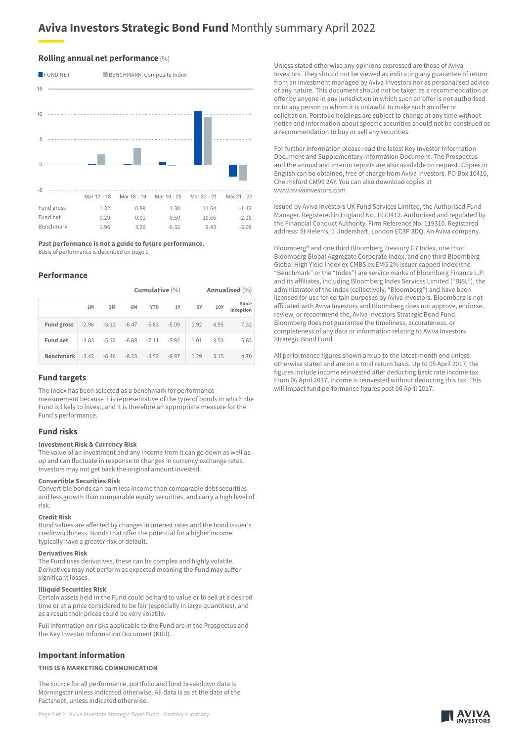# **Aviva Investors Strategic Bond Fund** Monthly summary April 2022

## Rolling annual net performance (%)

FUND NET
BENCHMARK: Composite Index

15
10
5
0
-5

| | Mar 17 - 18 | Mar 18 - 19 | Mar 19 - 20 | Mar 20 - 21 | Mar 21 - 22 |
|---|---|---|---|---|---|
| Fund gross | 1.32 | 0.89 | 1.38 | 11.64 | -1.42 |
| Fund net | 0.29 | 0.01 | 0.50 | 10.66 | -2.28 |
| Benchmark | 1.96 | 3.26 | -0.32 | 9.43 | -3.08 |

**Past performance is not a guide to future performance.**
Basis of performance is described on page 1.

## Performance

| | Cumulative (%) | | | | | Annualised (%) | | |
|---|---|---|---|---|---|---|---|---|
| | 1M | 3M | 6M | YTD | 1Y | 5Y | 10Y | Since Inception |
| **Fund gross** | -2.96 | -5.11 | -6.47 | -6.83 | -5.09 | 1.92 | 4.95 | 7.32 |
| **Fund net** | -3.03 | -5.32 | -6.88 | -7.11 | -5.92 | 1.01 | 3.53 | 5.63 |
| **Benchmark** | -3.42 | -6.46 | -8.23 | -8.52 | -6.97 | 1.29 | 3.15 | 4.70 |

## Fund targets

The Index has been selected as a benchmark for performance measurement because it is representative of the type of bonds in which the Fund is likely to invest, and it is therefore an appropriate measure for the Fund's performance.

## Fund risks

**Investment Risk & Currency Risk**
The value of an investment and any income from it can go down as well as up and can fluctuate in response to changes in currency exchange rates. Investors may not get back the original amount invested.

**Convertible Securities Risk**
Convertible bonds can earn less income than comparable debt securities and less growth than comparable equity securities, and carry a high level of risk.

**Credit Risk**
Bond values are affected by changes in interest rates and the bond issuer's creditworthiness. Bonds that offer the potential for a higher income typically have a greater risk of default.

**Derivatives Risk**
The Fund uses derivatives, these can be complex and highly volatile. Derivatives may not perform as expected meaning the Fund may suffer significant losses.

**Illiquid Securities Risk**
Certain assets held in the Fund could be hard to value or to sell at a desired time or at a price considered to be fair (especially in large quantities), and as a result their prices could be very volatile.

Full information on risks applicable to the Fund are in the Prospectus and the Key Investor Information Document (KIID).

## Important information

**THIS IS A MARKETING COMMUNICATION**

The source for all performance, portfolio and fund breakdown data is Morningstar unless indicated otherwise. All data is as at the date of the Factsheet, unless indicated otherwise.

Unless stated otherwise any opinions expressed are those of Aviva Investors. They should not be viewed as indicating any guarantee of return from an investment managed by Aviva Investors nor as personalised advice of any nature. This document should not be taken as a recommendation or offer by anyone in any jurisdiction in which such an offer is not authorised or to any person to whom it is unlawful to make such an offer or solicitation. Portfolio holdings are subject to change at any time without notice and information about specific securities should not be construed as a recommendation to buy or sell any securities.

For further information please read the latest Key Investor Information Document and Supplementary Information Document. The Prospectus and the annual and interim reports are also available on request. Copies in English can be obtained, free of charge from Aviva Investors, PO Box 10410, Chelmsford CM99 2AY. You can also download copies at www.avivainvestors.com

Issued by Aviva Investors UK Fund Services Limited, the Authorised Fund Manager. Registered in England No. 1973412. Authorised and regulated by the Financial Conduct Authority. Firm Reference No. 119310. Registered address: St Helen's, 1 Undershaft, London EC3P 3DQ. An Aviva company.

Bloomberg® and one third Bloomberg Treasury G7 Index, one third Bloomberg Global Aggregate Corporate Index, and one third Bloomberg Global High Yield Index ex CMBS ex EMG 2% issuer capped Index (the "Benchmark" or the "Index") are service marks of Bloomberg Finance L.P. and its affiliates, including Bloomberg Index Services Limited ("BISL"), the administrator of the index (collectively, "Bloomberg") and have been licensed for use for certain purposes by Aviva Investors. Bloomberg is not affiliated with Aviva Investors and Bloomberg does not approve, endorse, review, or recommend the, Aviva Investors Strategic Bond Fund. Bloomberg does not guarantee the timeliness, accurateness, or completeness of any data or information relating to Aviva Investors Strategic Bond Fund.

All performance figures shown are up to the latest month end unless otherwise stated and are on a total return basis. Up to 05 April 2017, the figures include income reinvested after deducting basic rate income tax. From 06 April 2017, income is reinvested without deducting this tax. This will impact fund performance figures post 06 April 2017.